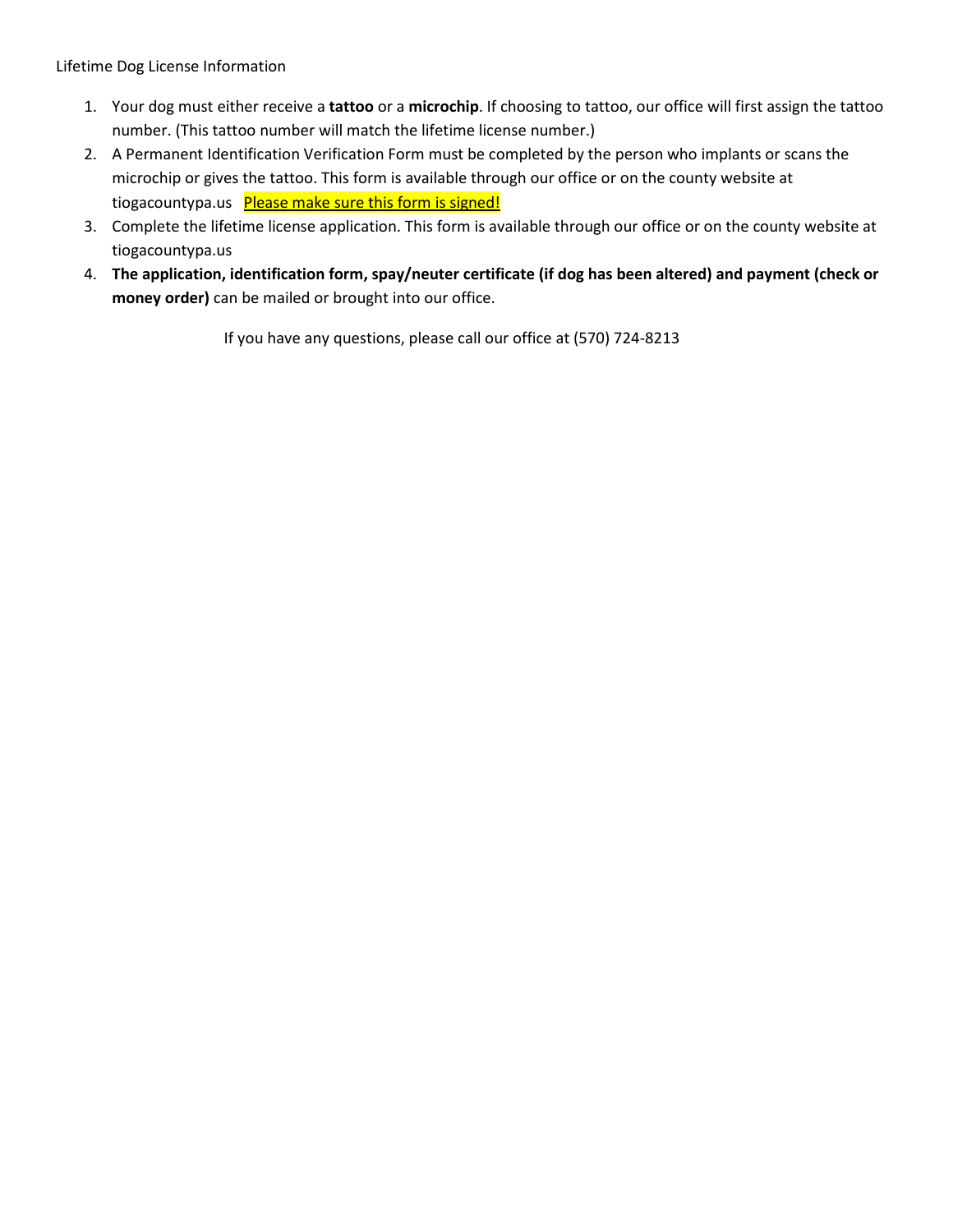Lifetime Dog License Information

1. Your dog must either receive a **tattoo** or a **microchip**. If choosing to tattoo, our office will first assign the tattoo number. (This tattoo number will match the lifetime license number.)
2. A Permanent Identification Verification Form must be completed by the person who implants or scans the microchip or gives the tattoo. This form is available through our office or on the county website at tiogacountypa.us Please make sure this form is signed!
3. Complete the lifetime license application. This form is available through our office or on the county website at tiogacountypa.us
4. **The application, identification form, spay/neuter certificate (if dog has been altered) and payment (check or money order)** can be mailed or brought into our office.

If you have any questions, please call our office at (570) 724-8213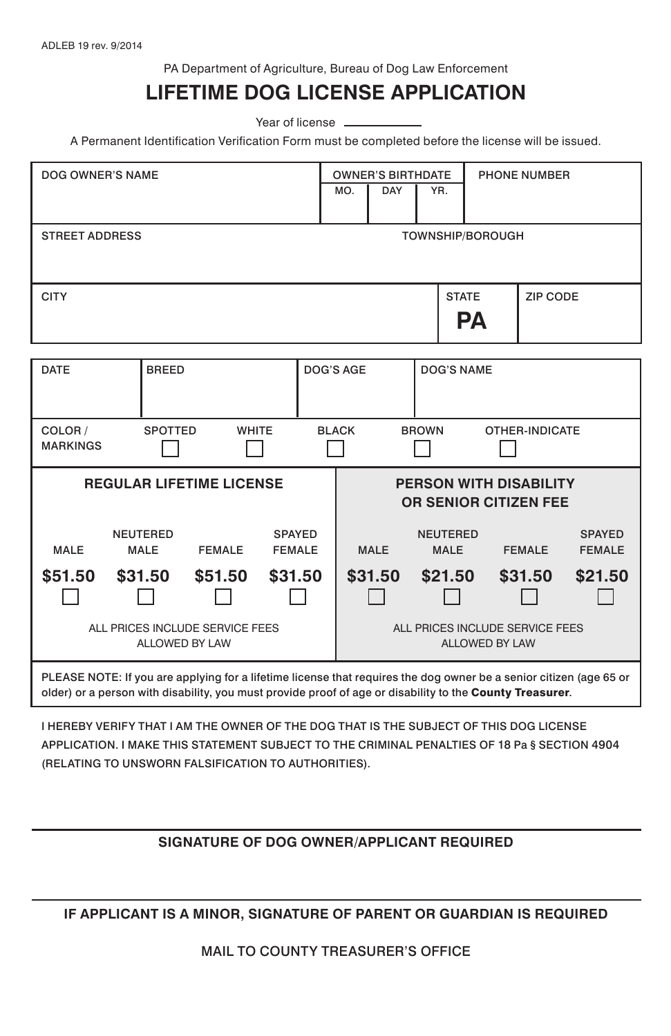ADLEB 19 rev. 9/2014

PA Department of Agriculture, Bureau of Dog Law Enforcement

# LIFETIME DOG LICENSE APPLICATION

Year of license ____________

A Permanent Identification Verification Form must be completed before the license will be issued.

| DOG OWNER'S NAME | OWNER'S BIRTHDATE MO. / DAY / YR. | PHONE NUMBER |
|---|---|---|
| | | |

| STREET ADDRESS | TOWNSHIP/BOROUGH |
|---|---|
| | |

| CITY | STATE | ZIP CODE |
|---|---|---|
| | **PA** | |

| DATE | BREED | DOG'S AGE | DOG'S NAME |
|---|---|---|---|
| | | | |

| COLOR / MARKINGS | SPOTTED | WHITE | BLACK | BROWN | OTHER-INDICATE |
|---|---|---|---|---|---|
| | ☐ | ☐ | ☐ | ☐ | ☐ |

| **REGULAR LIFETIME LICENSE** | | | | **PERSON WITH DISABILITY OR SENIOR CITIZEN FEE** | | | |
|---|---|---|---|---|---|---|---|
| MALE | NEUTERED MALE | FEMALE | SPAYED FEMALE | MALE | NEUTERED MALE | FEMALE | SPAYED FEMALE |
| **$51.50** ☐ | **$31.50** ☐ | **$51.50** ☐ | **$31.50** ☐ | **$31.50** ☐ | **$21.50** ☐ | **$31.50** ☐ | **$21.50** ☐ |
| ALL PRICES INCLUDE SERVICE FEES ALLOWED BY LAW | | | | ALL PRICES INCLUDE SERVICE FEES ALLOWED BY LAW | | | |

PLEASE NOTE: If you are applying for a lifetime license that requires the dog owner be a senior citizen (age 65 or older) or a person with disability, you must provide proof of age or disability to the **County Treasurer**.

I HEREBY VERIFY THAT I AM THE OWNER OF THE DOG THAT IS THE SUBJECT OF THIS DOG LICENSE APPLICATION. I MAKE THIS STATEMENT SUBJECT TO THE CRIMINAL PENALTIES OF 18 Pa § SECTION 4904 (RELATING TO UNSWORN FALSIFICATION TO AUTHORITIES).

______________________________________________

**SIGNATURE OF DOG OWNER/APPLICANT REQUIRED**

______________________________________________

**IF APPLICANT IS A MINOR, SIGNATURE OF PARENT OR GUARDIAN IS REQUIRED**

MAIL TO COUNTY TREASURER'S OFFICE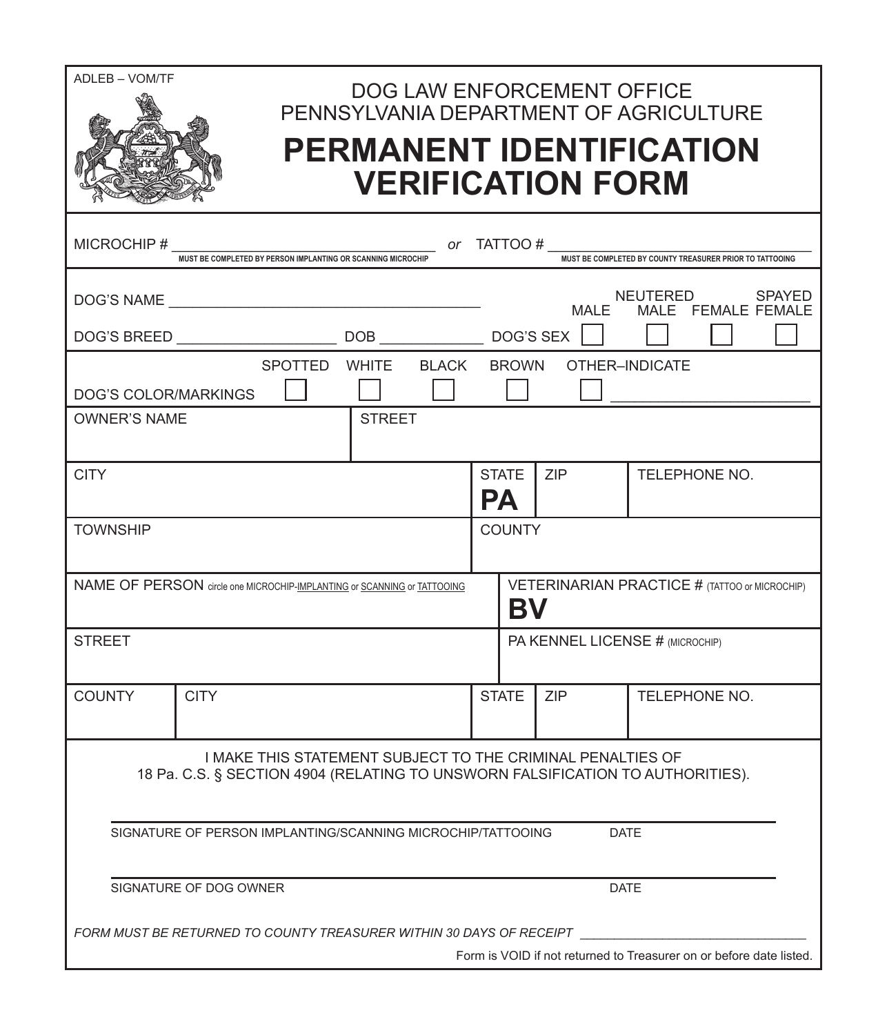ADLEB – VOM/TF

DOG LAW ENFORCEMENT OFFICE
PENNSYLVANIA DEPARTMENT OF AGRICULTURE

# PERMANENT IDENTIFICATION VERIFICATION FORM

MICROCHIP # ______________________________ *or* TATTOO # ______________________________
MUST BE COMPLETED BY PERSON IMPLANTING OR SCANNING MICROCHIP — MUST BE COMPLETED BY COUNTY TREASURER PRIOR TO TATTOOING

DOG'S NAME ______________________________

DOG'S BREED ____________________ DOB _____________ DOG'S SEX ☐ MALE ☐ NEUTERED MALE ☐ FEMALE ☐ SPAYED FEMALE

DOG'S COLOR/MARKINGS ☐ SPOTTED ☐ WHITE ☐ BLACK ☐ BROWN ☐ OTHER–INDICATE ______________________

| | | | | |
|---|---|---|---|---|
| OWNER'S NAME | STREET | | | |
| CITY | | STATE **PA** | ZIP | TELEPHONE NO. |
| TOWNSHIP | | COUNTY | | |

| | | | | |
|---|---|---|---|---|
| NAME OF PERSON circle one MICROCHIP-IMPLANTING or SCANNING or TATTOOING | | VETERINARIAN PRACTICE # (TATTOO or MICROCHIP) **BV** | | |
| STREET | | PA KENNEL LICENSE # (MICROCHIP) | | |
| COUNTY | CITY | STATE | ZIP | TELEPHONE NO. |

I MAKE THIS STATEMENT SUBJECT TO THE CRIMINAL PENALTIES OF
18 Pa. C.S. § SECTION 4904 (RELATING TO UNSWORN FALSIFICATION TO AUTHORITIES).

______________________________________________ ____________
SIGNATURE OF PERSON IMPLANTING/SCANNING MICROCHIP/TATTOOING DATE

______________________________________________ ____________
SIGNATURE OF DOG OWNER DATE

*FORM MUST BE RETURNED TO COUNTY TREASURER WITHIN 30 DAYS OF RECEIPT* ______________________

Form is VOID if not returned to Treasurer on or before date listed.